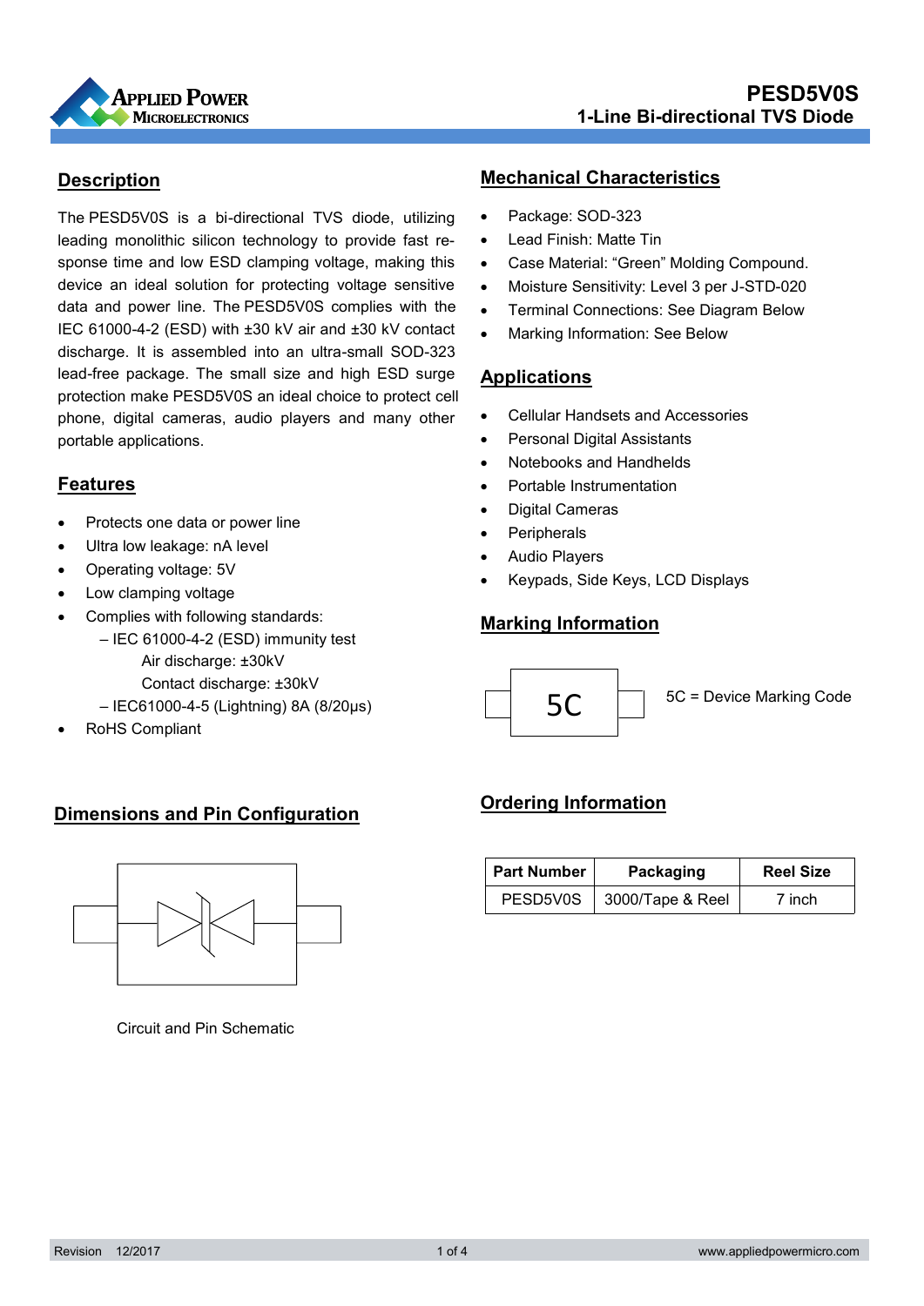# PESD5V0S

## 1-Line Bi-directional TVS Diode

## Description

The PESD5V0S is a bi-directional TVS diode, utilizing leading monolithic silicon technology to provide fast response time and low ESD clamping voltage, making this device an ideal solution for protecting voltage sensitive data and power line. The PESD5V0S complies with the IEC 61000-4-2 (ESD) with ±30 kV air and ±30 kV contact discharge. It is assembled into an ultra-small SOD-323 lead-free package. The small size and high ESD surge protection make PESD5V0S an ideal choice to protect cell phone, digital cameras, audio players and many other portable applications.

## Features

- Protects one data or power line
- Ultra low leakage: nA level
- Operating voltage: 5V
- Low clamping voltage
- Complies with following standards:
  - – IEC 61000-4-2 (ESD) immunity test
    - Air discharge: ±30kV
    - Contact discharge: ±30kV
  - – IEC61000-4-5 (Lightning) 8A (8/20μs)
- RoHS Compliant

## Dimensions and Pin Configuration

Circuit and Pin Schematic

## Mechanical Characteristics

- Package: SOD-323
- Lead Finish: Matte Tin
- Case Material: “Green” Molding Compound.
- Moisture Sensitivity: Level 3 per J-STD-020
- Terminal Connections: See Diagram Below
- Marking Information: See Below

## Applications

- Cellular Handsets and Accessories
- Personal Digital Assistants
- Notebooks and Handhelds
- Portable Instrumentation
- Digital Cameras
- Peripherals
- Audio Players
- Keypads, Side Keys, LCD Displays

## Marking Information

5C

5C = Device Marking Code

## Ordering Information

| Part Number | Packaging | Reel Size |
|---|---|---|
| PESD5V0S | 3000/Tape & Reel | 7 inch |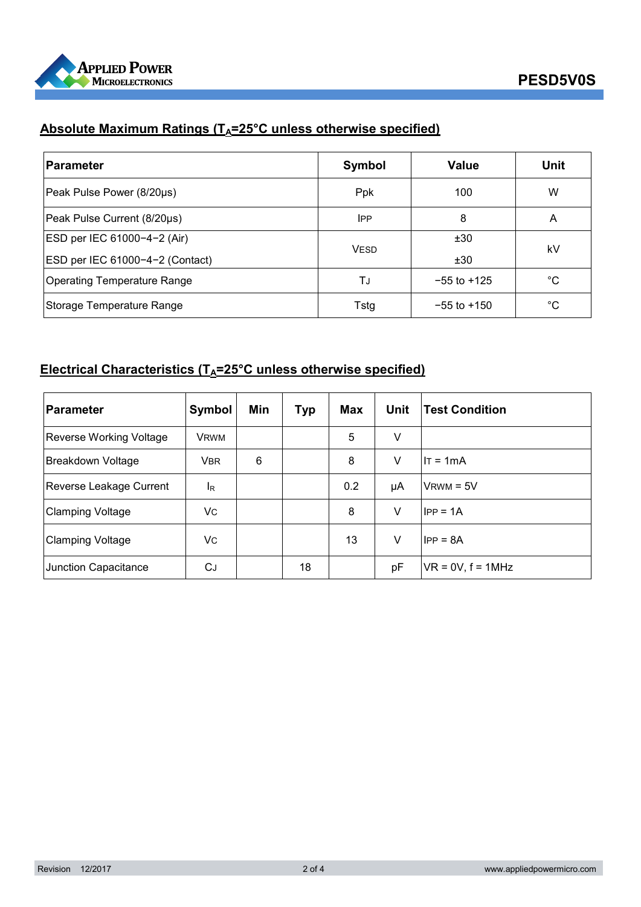## Absolute Maximum Ratings ($T_A$=25°C unless otherwise specified)

| Parameter | Symbol | Value | Unit |
|---|---|---|---|
| Peak Pulse Power (8/20μs) | $P_{pk}$ | 100 | W |
| Peak Pulse Current (8/20μs) | $I_{PP}$ | 8 | A |
| ESD per IEC 61000−4−2 (Air) | $V_{ESD}$ | ±30 | kV |
| ESD per IEC 61000−4−2 (Contact) | | ±30 | |
| Operating Temperature Range | $T_J$ | −55 to +125 | °C |
| Storage Temperature Range | Tstg | −55 to +150 | °C |

## Electrical Characteristics ($T_A$=25°C unless otherwise specified)

| Parameter | Symbol | Min | Typ | Max | Unit | Test Condition |
|---|---|---|---|---|---|---|
| Reverse Working Voltage | $V_{RWM}$ | | | 5 | V | |
| Breakdown Voltage | $V_{BR}$ | 6 | | 8 | V | $I_T$ = 1mA |
| Reverse Leakage Current | $I_R$ | | | 0.2 | μA | $V_{RWM}$ = 5V |
| Clamping Voltage | $V_C$ | | | 8 | V | $I_{PP}$ = 1A |
| Clamping Voltage | $V_C$ | | | 13 | V | $I_{PP}$ = 8A |
| Junction Capacitance | $C_J$ | | 18 | | pF | $V_R$ = 0V, f = 1MHz |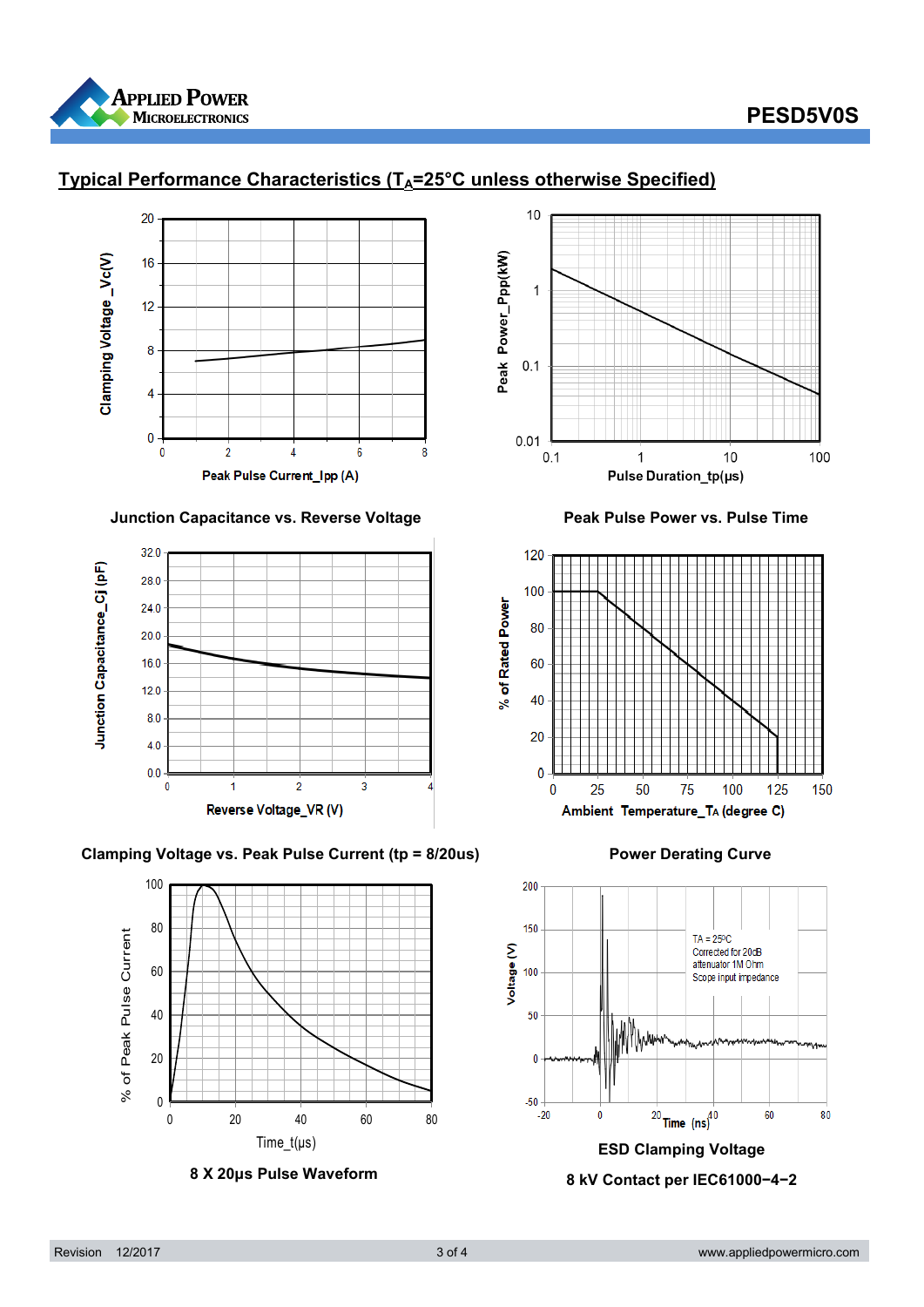## Typical Performance Characteristics ($T_A$=25°C unless otherwise Specified)

Junction Capacitance vs. Reverse Voltage

Peak Pulse Power vs. Pulse Time

Clamping Voltage vs. Peak Pulse Current (tp = 8/20us)

Power Derating Curve

8 X 20μs Pulse Waveform

ESD Clamping Voltage

8 kV Contact per IEC61000−4−2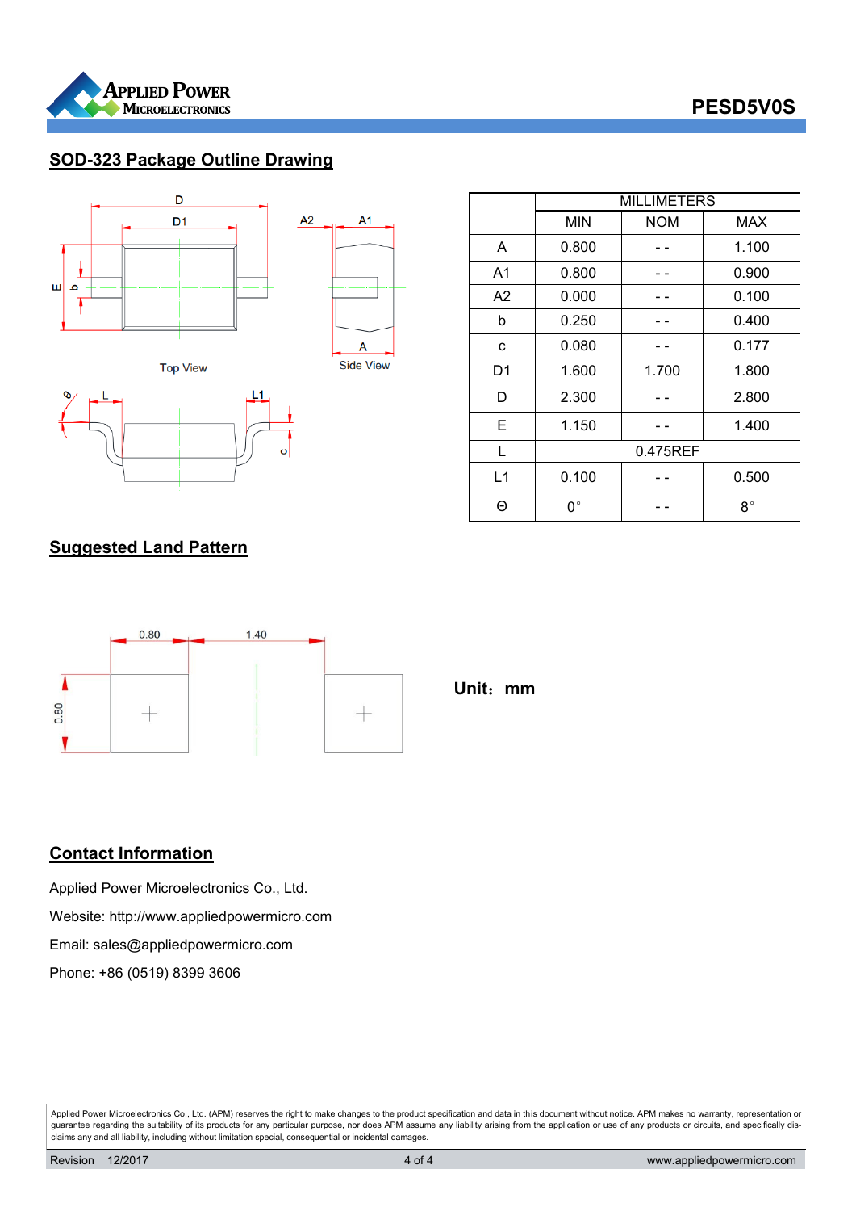## SOD-323 Package Outline Drawing

D

D1

A2 A1

E b

A

Top View

Side View

θ L L1

c

| | MILLIMETERS | | |
|---|---|---|---|
| | MIN | NOM | MAX |
| A | 0.800 | - - | 1.100 |
| A1 | 0.800 | - - | 0.900 |
| A2 | 0.000 | - - | 0.100 |
| b | 0.250 | - - | 0.400 |
| c | 0.080 | - - | 0.177 |
| D1 | 1.600 | 1.700 | 1.800 |
| D | 2.300 | - - | 2.800 |
| E | 1.150 | - - | 1.400 |
| L | 0.475REF | | |
| L1 | 0.100 | - - | 0.500 |
| Θ | 0° | - - | 8° |

## Suggested Land Pattern

0.80 1.40

0.80

**Unit：mm**

## Contact Information

Applied Power Microelectronics Co., Ltd.

Website: http://www.appliedpowermicro.com

Email: sales@appliedpowermicro.com

Phone: +86 (0519) 8399 3606

Applied Power Microelectronics Co., Ltd. (APM) reserves the right to make changes to the product specification and data in this document without notice. APM makes no warranty, representation or guarantee regarding the suitability of its products for any particular purpose, nor does APM assume any liability arising from the application or use of any products or circuits, and specifically disclaims any and all liability, including without limitation special, consequential or incidental damages.